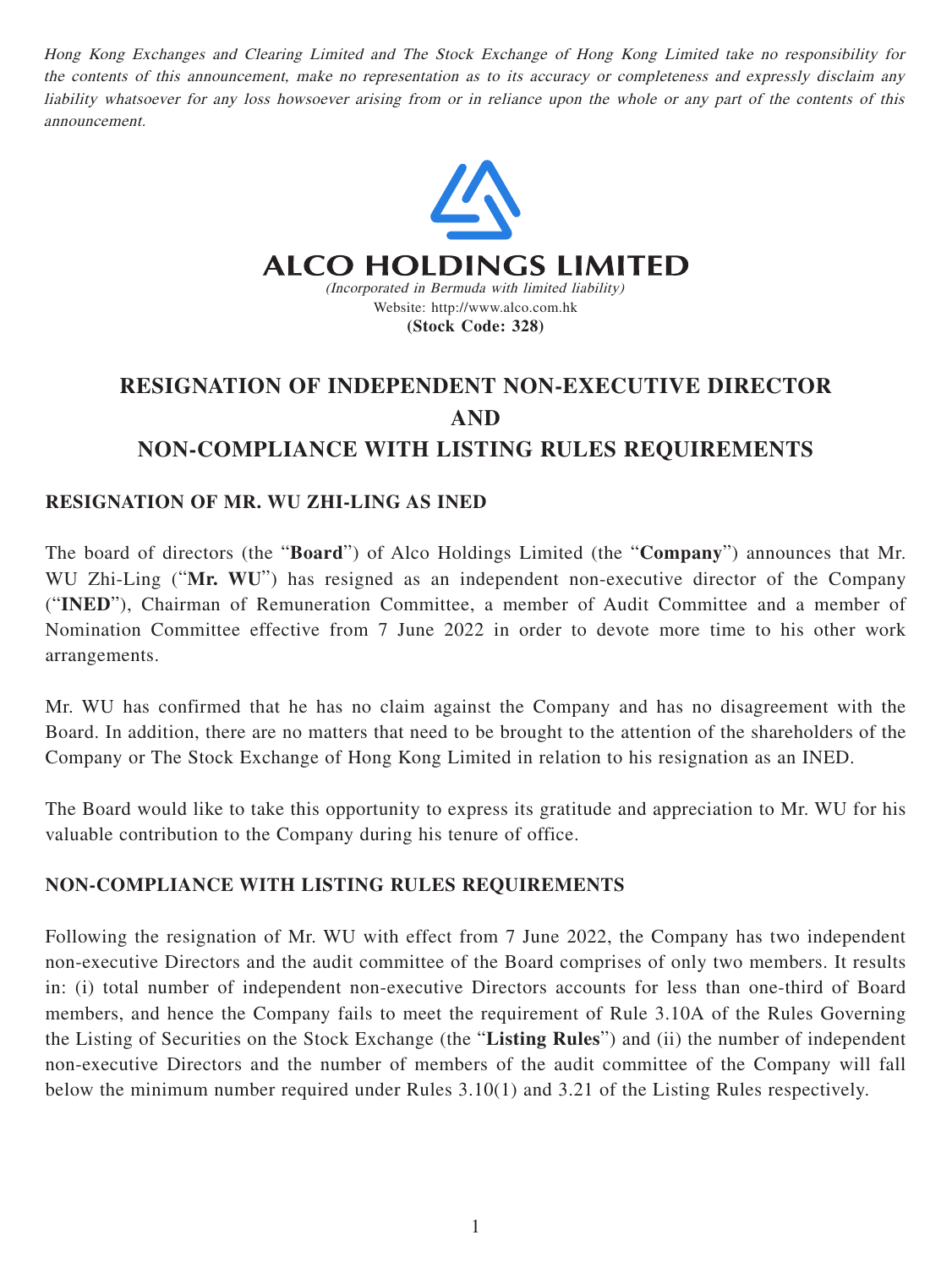*Hong Kong Exchanges and Clearing Limited and The Stock Exchange of Hong Kong Limited take no responsibility for the contents of this announcement, make no representation as to its accuracy or completeness and expressly disclaim any liability whatsoever for any loss howsoever arising from or in reliance upon the whole or any part of the contents of this announcement.*

# ALCO HOLDINGS LIMITED

*(Incorporated in Bermuda with limited liability)*

Website: http://www.alco.com.hk

**(Stock Code: 328)**

# RESIGNATION OF INDEPENDENT NON-EXECUTIVE DIRECTOR AND NON-COMPLIANCE WITH LISTING RULES REQUIREMENTS

## RESIGNATION OF MR. WU ZHI-LING AS INED

The board of directors (the "**Board**") of Alco Holdings Limited (the "**Company**") announces that Mr. WU Zhi-Ling ("**Mr. WU**") has resigned as an independent non-executive director of the Company ("**INED**"), Chairman of Remuneration Committee, a member of Audit Committee and a member of Nomination Committee effective from 7 June 2022 in order to devote more time to his other work arrangements.

Mr. WU has confirmed that he has no claim against the Company and has no disagreement with the Board. In addition, there are no matters that need to be brought to the attention of the shareholders of the Company or The Stock Exchange of Hong Kong Limited in relation to his resignation as an INED.

The Board would like to take this opportunity to express its gratitude and appreciation to Mr. WU for his valuable contribution to the Company during his tenure of office.

## NON-COMPLIANCE WITH LISTING RULES REQUIREMENTS

Following the resignation of Mr. WU with effect from 7 June 2022, the Company has two independent non-executive Directors and the audit committee of the Board comprises of only two members. It results in: (i) total number of independent non-executive Directors accounts for less than one-third of Board members, and hence the Company fails to meet the requirement of Rule 3.10A of the Rules Governing the Listing of Securities on the Stock Exchange (the "**Listing Rules**") and (ii) the number of independent non-executive Directors and the number of members of the audit committee of the Company will fall below the minimum number required under Rules 3.10(1) and 3.21 of the Listing Rules respectively.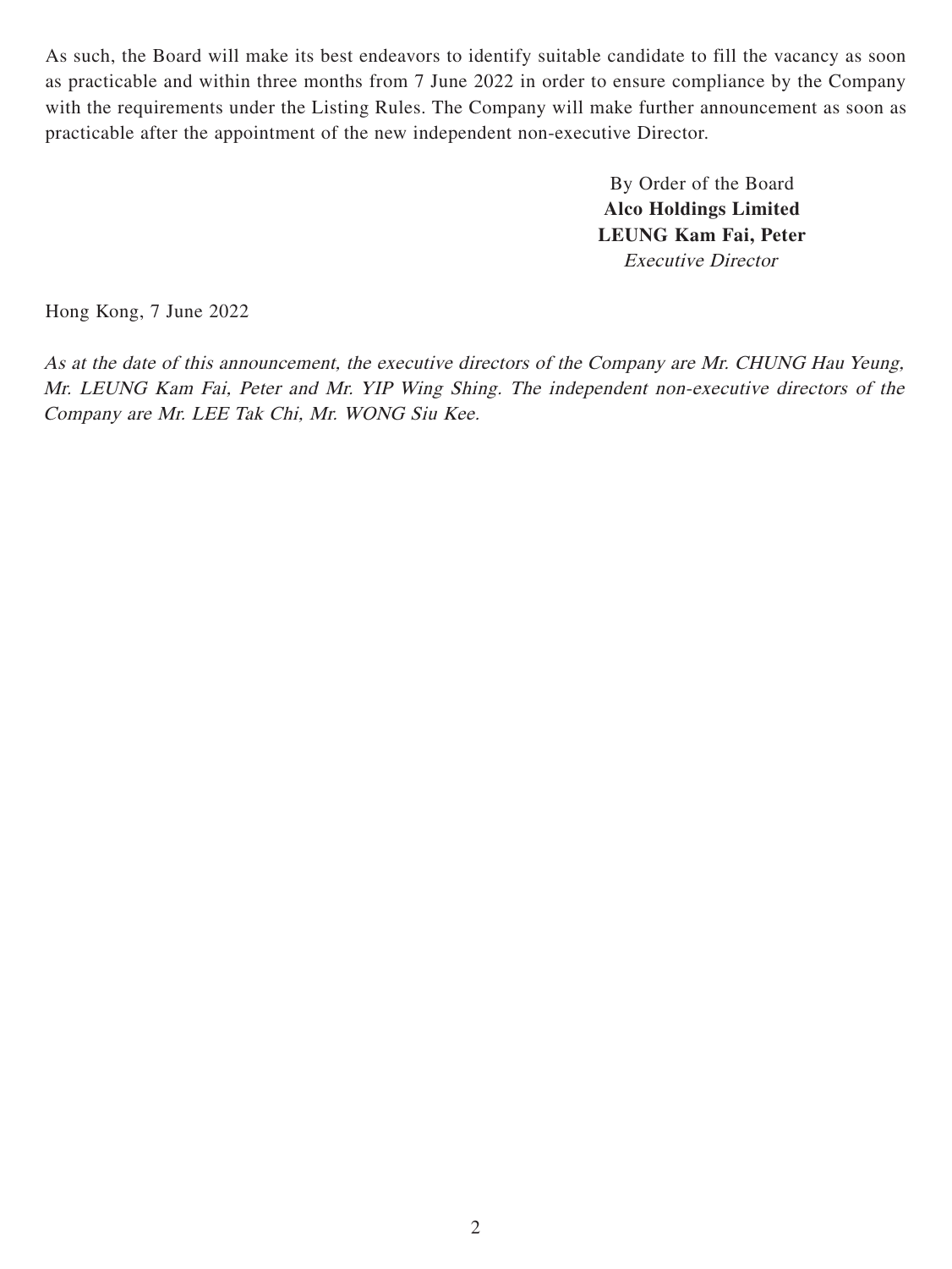As such, the Board will make its best endeavors to identify suitable candidate to fill the vacancy as soon as practicable and within three months from 7 June 2022 in order to ensure compliance by the Company with the requirements under the Listing Rules. The Company will make further announcement as soon as practicable after the appointment of the new independent non-executive Director.

By Order of the Board
**Alco Holdings Limited**
**LEUNG Kam Fai, Peter**
*Executive Director*

Hong Kong, 7 June 2022

*As at the date of this announcement, the executive directors of the Company are Mr. CHUNG Hau Yeung, Mr. LEUNG Kam Fai, Peter and Mr. YIP Wing Shing. The independent non-executive directors of the Company are Mr. LEE Tak Chi, Mr. WONG Siu Kee.*